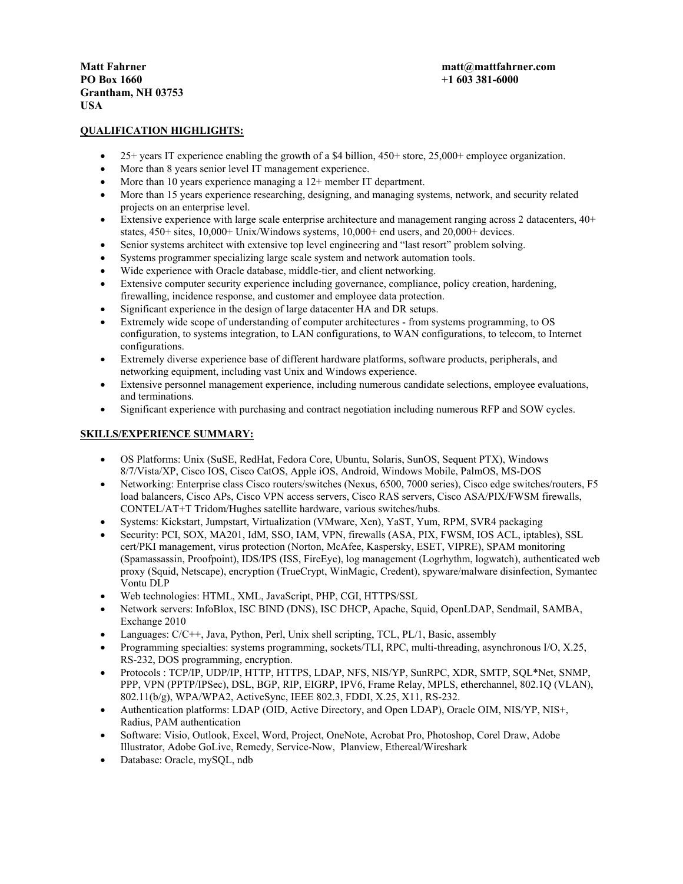**Matt Fahrner**
**PO Box 1660**
**Grantham, NH 03753**
**USA**

**matt@mattfahrner.com**
**+1 603 381-6000**

## QUALIFICATION HIGHLIGHTS:

- 25+ years IT experience enabling the growth of a $4 billion, 450+ store, 25,000+ employee organization.
- More than 8 years senior level IT management experience.
- More than 10 years experience managing a 12+ member IT department.
- More than 15 years experience researching, designing, and managing systems, network, and security related projects on an enterprise level.
- Extensive experience with large scale enterprise architecture and management ranging across 2 datacenters, 40+ states, 450+ sites, 10,000+ Unix/Windows systems, 10,000+ end users, and 20,000+ devices.
- Senior systems architect with extensive top level engineering and "last resort" problem solving.
- Systems programmer specializing large scale system and network automation tools.
- Wide experience with Oracle database, middle-tier, and client networking.
- Extensive computer security experience including governance, compliance, policy creation, hardening, firewalling, incidence response, and customer and employee data protection.
- Significant experience in the design of large datacenter HA and DR setups.
- Extremely wide scope of understanding of computer architectures - from systems programming, to OS configuration, to systems integration, to LAN configurations, to WAN configurations, to telecom, to Internet configurations.
- Extremely diverse experience base of different hardware platforms, software products, peripherals, and networking equipment, including vast Unix and Windows experience.
- Extensive personnel management experience, including numerous candidate selections, employee evaluations, and terminations.
- Significant experience with purchasing and contract negotiation including numerous RFP and SOW cycles.

## SKILLS/EXPERIENCE SUMMARY:

- OS Platforms: Unix (SuSE, RedHat, Fedora Core, Ubuntu, Solaris, SunOS, Sequent PTX), Windows 8/7/Vista/XP, Cisco IOS, Cisco CatOS, Apple iOS, Android, Windows Mobile, PalmOS, MS-DOS
- Networking: Enterprise class Cisco routers/switches (Nexus, 6500, 7000 series), Cisco edge switches/routers, F5 load balancers, Cisco APs, Cisco VPN access servers, Cisco RAS servers, Cisco ASA/PIX/FWSM firewalls, CONTEL/AT+T Tridom/Hughes satellite hardware, various switches/hubs.
- Systems: Kickstart, Jumpstart, Virtualization (VMware, Xen), YaST, Yum, RPM, SVR4 packaging
- Security: PCI, SOX, MA201, IdM, SSO, IAM, VPN, firewalls (ASA, PIX, FWSM, IOS ACL, iptables), SSL cert/PKI management, virus protection (Norton, McAfee, Kaspersky, ESET, VIPRE), SPAM monitoring (Spamassassin, Proofpoint), IDS/IPS (ISS, FireEye), log management (Logrhythm, logwatch), authenticated web proxy (Squid, Netscape), encryption (TrueCrypt, WinMagic, Credent), spyware/malware disinfection, Symantec Vontu DLP
- Web technologies: HTML, XML, JavaScript, PHP, CGI, HTTPS/SSL
- Network servers: InfoBlox, ISC BIND (DNS), ISC DHCP, Apache, Squid, OpenLDAP, Sendmail, SAMBA, Exchange 2010
- Languages: C/C++, Java, Python, Perl, Unix shell scripting, TCL, PL/1, Basic, assembly
- Programming specialties: systems programming, sockets/TLI, RPC, multi-threading, asynchronous I/O, X.25, RS-232, DOS programming, encryption.
- Protocols : TCP/IP, UDP/IP, HTTP, HTTPS, LDAP, NFS, NIS/YP, SunRPC, XDR, SMTP, SQL*Net, SNMP, PPP, VPN (PPTP/IPSec), DSL, BGP, RIP, EIGRP, IPV6, Frame Relay, MPLS, etherchannel, 802.1Q (VLAN), 802.11(b/g), WPA/WPA2, ActiveSync, IEEE 802.3, FDDI, X.25, X11, RS-232.
- Authentication platforms: LDAP (OID, Active Directory, and Open LDAP), Oracle OIM, NIS/YP, NIS+, Radius, PAM authentication
- Software: Visio, Outlook, Excel, Word, Project, OneNote, Acrobat Pro, Photoshop, Corel Draw, Adobe Illustrator, Adobe GoLive, Remedy, Service-Now, Planview, Ethereal/Wireshark
- Database: Oracle, mySQL, ndb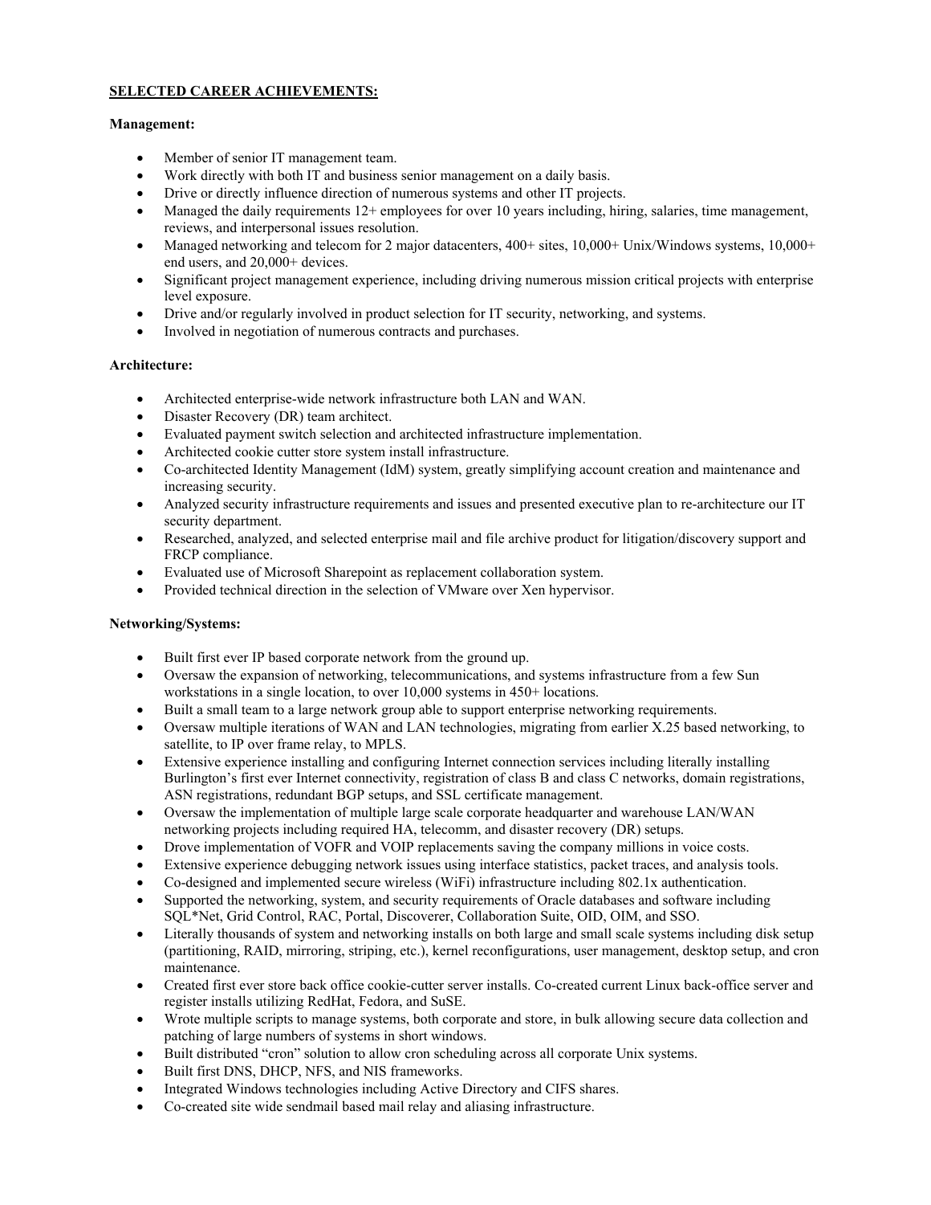## SELECTED CAREER ACHIEVEMENTS:

**Management:**

- Member of senior IT management team.
- Work directly with both IT and business senior management on a daily basis.
- Drive or directly influence direction of numerous systems and other IT projects.
- Managed the daily requirements 12+ employees for over 10 years including, hiring, salaries, time management, reviews, and interpersonal issues resolution.
- Managed networking and telecom for 2 major datacenters, 400+ sites, 10,000+ Unix/Windows systems, 10,000+ end users, and 20,000+ devices.
- Significant project management experience, including driving numerous mission critical projects with enterprise level exposure.
- Drive and/or regularly involved in product selection for IT security, networking, and systems.
- Involved in negotiation of numerous contracts and purchases.

**Architecture:**

- Architected enterprise-wide network infrastructure both LAN and WAN.
- Disaster Recovery (DR) team architect.
- Evaluated payment switch selection and architected infrastructure implementation.
- Architected cookie cutter store system install infrastructure.
- Co-architected Identity Management (IdM) system, greatly simplifying account creation and maintenance and increasing security.
- Analyzed security infrastructure requirements and issues and presented executive plan to re-architecture our IT security department.
- Researched, analyzed, and selected enterprise mail and file archive product for litigation/discovery support and FRCP compliance.
- Evaluated use of Microsoft Sharepoint as replacement collaboration system.
- Provided technical direction in the selection of VMware over Xen hypervisor.

**Networking/Systems:**

- Built first ever IP based corporate network from the ground up.
- Oversaw the expansion of networking, telecommunications, and systems infrastructure from a few Sun workstations in a single location, to over 10,000 systems in 450+ locations.
- Built a small team to a large network group able to support enterprise networking requirements.
- Oversaw multiple iterations of WAN and LAN technologies, migrating from earlier X.25 based networking, to satellite, to IP over frame relay, to MPLS.
- Extensive experience installing and configuring Internet connection services including literally installing Burlington's first ever Internet connectivity, registration of class B and class C networks, domain registrations, ASN registrations, redundant BGP setups, and SSL certificate management.
- Oversaw the implementation of multiple large scale corporate headquarter and warehouse LAN/WAN networking projects including required HA, telecomm, and disaster recovery (DR) setups.
- Drove implementation of VOFR and VOIP replacements saving the company millions in voice costs.
- Extensive experience debugging network issues using interface statistics, packet traces, and analysis tools.
- Co-designed and implemented secure wireless (WiFi) infrastructure including 802.1x authentication.
- Supported the networking, system, and security requirements of Oracle databases and software including SQL*Net, Grid Control, RAC, Portal, Discoverer, Collaboration Suite, OID, OIM, and SSO.
- Literally thousands of system and networking installs on both large and small scale systems including disk setup (partitioning, RAID, mirroring, striping, etc.), kernel reconfigurations, user management, desktop setup, and cron maintenance.
- Created first ever store back office cookie-cutter server installs. Co-created current Linux back-office server and register installs utilizing RedHat, Fedora, and SuSE.
- Wrote multiple scripts to manage systems, both corporate and store, in bulk allowing secure data collection and patching of large numbers of systems in short windows.
- Built distributed "cron" solution to allow cron scheduling across all corporate Unix systems.
- Built first DNS, DHCP, NFS, and NIS frameworks.
- Integrated Windows technologies including Active Directory and CIFS shares.
- Co-created site wide sendmail based mail relay and aliasing infrastructure.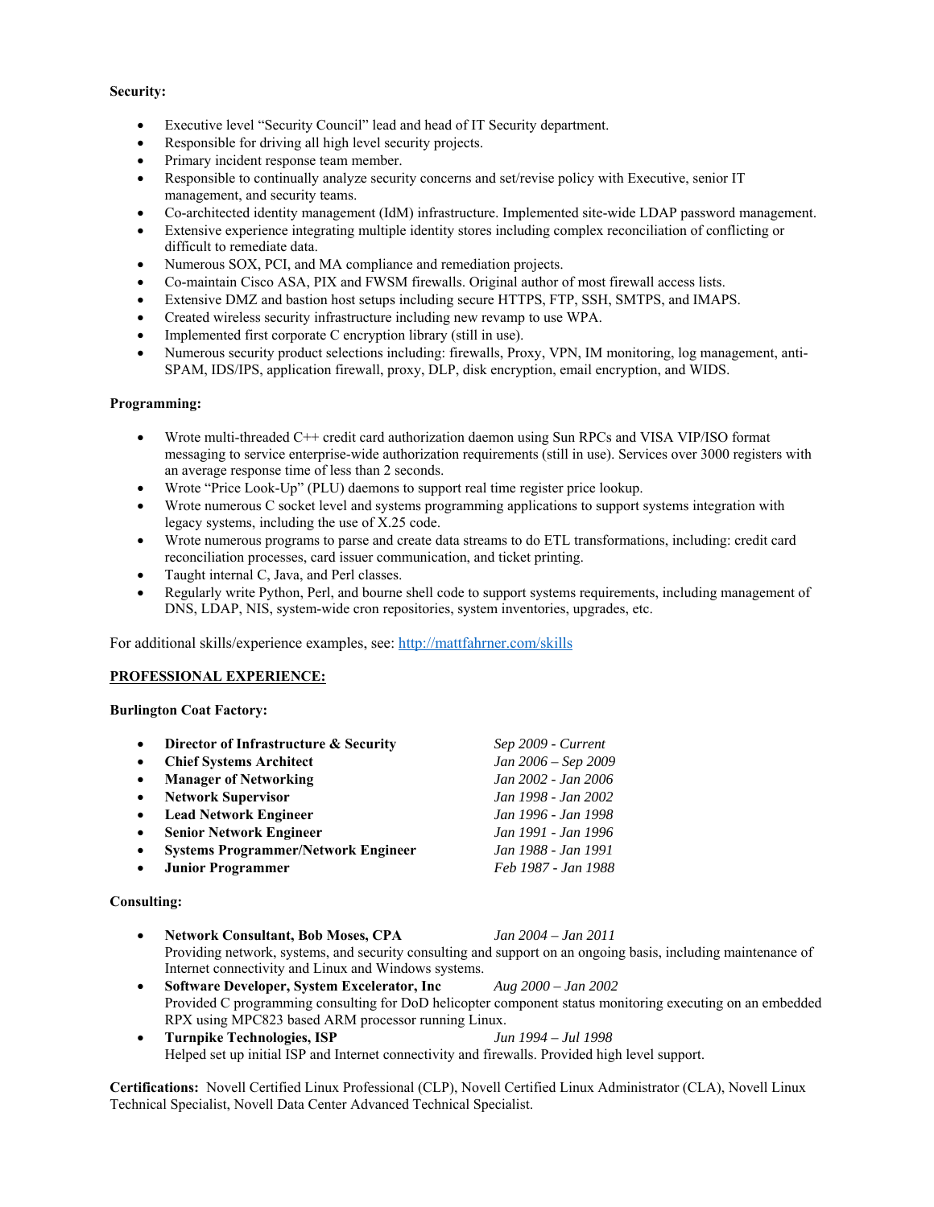**Security:**

- Executive level "Security Council" lead and head of IT Security department.
- Responsible for driving all high level security projects.
- Primary incident response team member.
- Responsible to continually analyze security concerns and set/revise policy with Executive, senior IT management, and security teams.
- Co-architected identity management (IdM) infrastructure. Implemented site-wide LDAP password management.
- Extensive experience integrating multiple identity stores including complex reconciliation of conflicting or difficult to remediate data.
- Numerous SOX, PCI, and MA compliance and remediation projects.
- Co-maintain Cisco ASA, PIX and FWSM firewalls. Original author of most firewall access lists.
- Extensive DMZ and bastion host setups including secure HTTPS, FTP, SSH, SMTPS, and IMAPS.
- Created wireless security infrastructure including new revamp to use WPA.
- Implemented first corporate C encryption library (still in use).
- Numerous security product selections including: firewalls, Proxy, VPN, IM monitoring, log management, anti-SPAM, IDS/IPS, application firewall, proxy, DLP, disk encryption, email encryption, and WIDS.

**Programming:**

- Wrote multi-threaded C++ credit card authorization daemon using Sun RPCs and VISA VIP/ISO format messaging to service enterprise-wide authorization requirements (still in use). Services over 3000 registers with an average response time of less than 2 seconds.
- Wrote "Price Look-Up" (PLU) daemons to support real time register price lookup.
- Wrote numerous C socket level and systems programming applications to support systems integration with legacy systems, including the use of X.25 code.
- Wrote numerous programs to parse and create data streams to do ETL transformations, including: credit card reconciliation processes, card issuer communication, and ticket printing.
- Taught internal C, Java, and Perl classes.
- Regularly write Python, Perl, and bourne shell code to support systems requirements, including management of DNS, LDAP, NIS, system-wide cron repositories, system inventories, upgrades, etc.

For additional skills/experience examples, see: http://mattfahrner.com/skills

## PROFESSIONAL EXPERIENCE:

**Burlington Coat Factory:**

- **Director of Infrastructure & Security** *Sep 2009 - Current*
- **Chief Systems Architect** *Jan 2006 – Sep 2009*
- **Manager of Networking** *Jan 2002 - Jan 2006*
- **Network Supervisor** *Jan 1998 - Jan 2002*
- **Lead Network Engineer** *Jan 1996 - Jan 1998*
- **Senior Network Engineer** *Jan 1991 - Jan 1996*
- **Systems Programmer/Network Engineer** *Jan 1988 - Jan 1991*
- **Junior Programmer** *Feb 1987 - Jan 1988*

**Consulting:**

- **Network Consultant, Bob Moses, CPA** *Jan 2004 – Jan 2011*
  Providing network, systems, and security consulting and support on an ongoing basis, including maintenance of Internet connectivity and Linux and Windows systems.
- **Software Developer, System Excelerator, Inc** *Aug 2000 – Jan 2002*
  Provided C programming consulting for DoD helicopter component status monitoring executing on an embedded RPX using MPC823 based ARM processor running Linux.
- **Turnpike Technologies, ISP** *Jun 1994 – Jul 1998*
  Helped set up initial ISP and Internet connectivity and firewalls. Provided high level support.

**Certifications:** Novell Certified Linux Professional (CLP), Novell Certified Linux Administrator (CLA), Novell Linux Technical Specialist, Novell Data Center Advanced Technical Specialist.